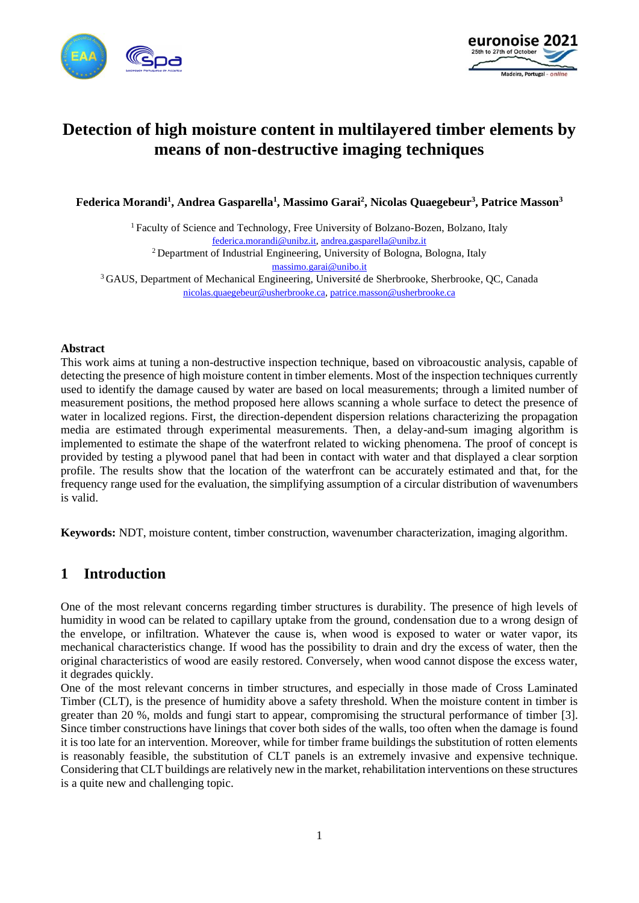# Detection of high moisture content in multilayered timber elements by means of non-destructive imaging techniques

**Federica Morandi[1], Andrea Gasparella[1], Massimo Garai[2], Nicolas Quaegebeur[3], Patrice Masson[3]**

[1] Faculty of Science and Technology, Free University of Bolzano-Bozen, Bolzano, Italy
federica.morandi@unibz.it, andrea.gasparella@unibz.it
[2] Department of Industrial Engineering, University of Bologna, Bologna, Italy
massimo.garai@unibo.it
[3] GAUS, Department of Mechanical Engineering, Université de Sherbrooke, Sherbrooke, QC, Canada
nicolas.quaegebeur@usherbrooke.ca, patrice.masson@usherbrooke.ca

## Abstract

This work aims at tuning a non-destructive inspection technique, based on vibroacoustic analysis, capable of detecting the presence of high moisture content in timber elements. Most of the inspection techniques currently used to identify the damage caused by water are based on local measurements; through a limited number of measurement positions, the method proposed here allows scanning a whole surface to detect the presence of water in localized regions. First, the direction-dependent dispersion relations characterizing the propagation media are estimated through experimental measurements. Then, a delay-and-sum imaging algorithm is implemented to estimate the shape of the waterfront related to wicking phenomena. The proof of concept is provided by testing a plywood panel that had been in contact with water and that displayed a clear sorption profile. The results show that the location of the waterfront can be accurately estimated and that, for the frequency range used for the evaluation, the simplifying assumption of a circular distribution of wavenumbers is valid.

**Keywords:** NDT, moisture content, timber construction, wavenumber characterization, imaging algorithm.

## 1 Introduction

One of the most relevant concerns regarding timber structures is durability. The presence of high levels of humidity in wood can be related to capillary uptake from the ground, condensation due to a wrong design of the envelope, or infiltration. Whatever the cause is, when wood is exposed to water or water vapor, its mechanical characteristics change. If wood has the possibility to drain and dry the excess of water, then the original characteristics of wood are easily restored. Conversely, when wood cannot dispose the excess water, it degrades quickly.

One of the most relevant concerns in timber structures, and especially in those made of Cross Laminated Timber (CLT), is the presence of humidity above a safety threshold. When the moisture content in timber is greater than 20 %, molds and fungi start to appear, compromising the structural performance of timber [3]. Since timber constructions have linings that cover both sides of the walls, too often when the damage is found it is too late for an intervention. Moreover, while for timber frame buildings the substitution of rotten elements is reasonably feasible, the substitution of CLT panels is an extremely invasive and expensive technique. Considering that CLT buildings are relatively new in the market, rehabilitation interventions on these structures is a quite new and challenging topic.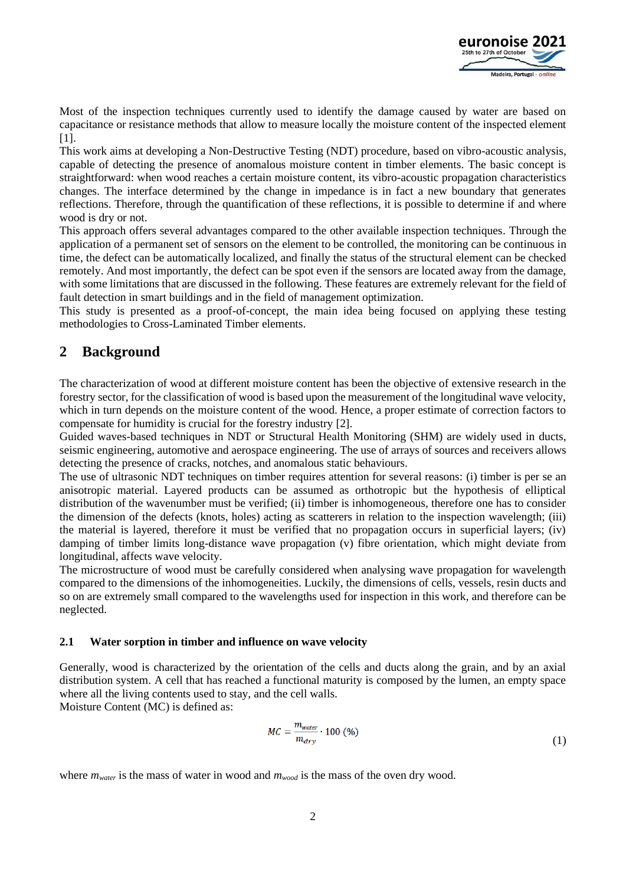Most of the inspection techniques currently used to identify the damage caused by water are based on capacitance or resistance methods that allow to measure locally the moisture content of the inspected element [1].

This work aims at developing a Non-Destructive Testing (NDT) procedure, based on vibro-acoustic analysis, capable of detecting the presence of anomalous moisture content in timber elements. The basic concept is straightforward: when wood reaches a certain moisture content, its vibro-acoustic propagation characteristics changes. The interface determined by the change in impedance is in fact a new boundary that generates reflections. Therefore, through the quantification of these reflections, it is possible to determine if and where wood is dry or not.

This approach offers several advantages compared to the other available inspection techniques. Through the application of a permanent set of sensors on the element to be controlled, the monitoring can be continuous in time, the defect can be automatically localized, and finally the status of the structural element can be checked remotely. And most importantly, the defect can be spot even if the sensors are located away from the damage, with some limitations that are discussed in the following. These features are extremely relevant for the field of fault detection in smart buildings and in the field of management optimization.

This study is presented as a proof-of-concept, the main idea being focused on applying these testing methodologies to Cross-Laminated Timber elements.

# 2 Background

The characterization of wood at different moisture content has been the objective of extensive research in the forestry sector, for the classification of wood is based upon the measurement of the longitudinal wave velocity, which in turn depends on the moisture content of the wood. Hence, a proper estimate of correction factors to compensate for humidity is crucial for the forestry industry [2].

Guided waves-based techniques in NDT or Structural Health Monitoring (SHM) are widely used in ducts, seismic engineering, automotive and aerospace engineering. The use of arrays of sources and receivers allows detecting the presence of cracks, notches, and anomalous static behaviours.

The use of ultrasonic NDT techniques on timber requires attention for several reasons: (i) timber is per se an anisotropic material. Layered products can be assumed as orthotropic but the hypothesis of elliptical distribution of the wavenumber must be verified; (ii) timber is inhomogeneous, therefore one has to consider the dimension of the defects (knots, holes) acting as scatterers in relation to the inspection wavelength; (iii) the material is layered, therefore it must be verified that no propagation occurs in superficial layers; (iv) damping of timber limits long-distance wave propagation (v) fibre orientation, which might deviate from longitudinal, affects wave velocity.

The microstructure of wood must be carefully considered when analysing wave propagation for wavelength compared to the dimensions of the inhomogeneities. Luckily, the dimensions of cells, vessels, resin ducts and so on are extremely small compared to the wavelengths used for inspection in this work, and therefore can be neglected.

## 2.1 Water sorption in timber and influence on wave velocity

Generally, wood is characterized by the orientation of the cells and ducts along the grain, and by an axial distribution system. A cell that has reached a functional maturity is composed by the lumen, an empty space where all the living contents used to stay, and the cell walls.

Moisture Content (MC) is defined as:

$$MC = \frac{m_{water}}{m_{dry}} \cdot 100\ (\%) \tag{1}$$

where $m_{water}$ is the mass of water in wood and $m_{wood}$ is the mass of the oven dry wood.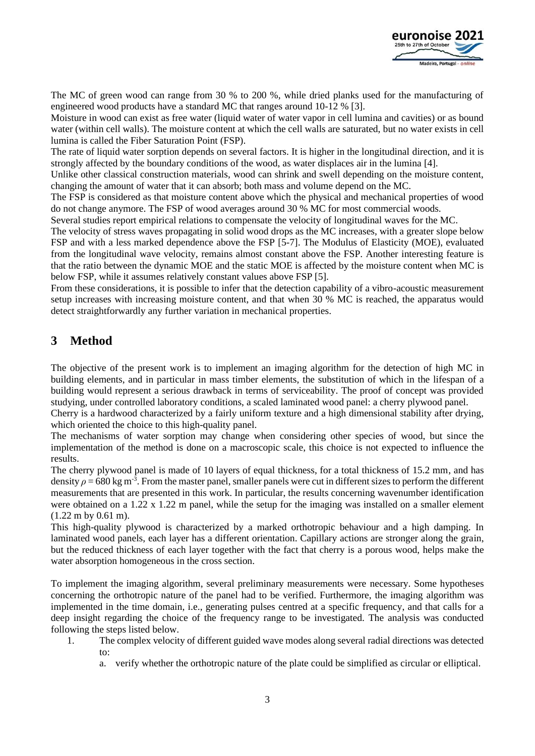The MC of green wood can range from 30 % to 200 %, while dried planks used for the manufacturing of engineered wood products have a standard MC that ranges around 10-12 % [3].

Moisture in wood can exist as free water (liquid water of water vapor in cell lumina and cavities) or as bound water (within cell walls). The moisture content at which the cell walls are saturated, but no water exists in cell lumina is called the Fiber Saturation Point (FSP).

The rate of liquid water sorption depends on several factors. It is higher in the longitudinal direction, and it is strongly affected by the boundary conditions of the wood, as water displaces air in the lumina [4].

Unlike other classical construction materials, wood can shrink and swell depending on the moisture content, changing the amount of water that it can absorb; both mass and volume depend on the MC.

The FSP is considered as that moisture content above which the physical and mechanical properties of wood do not change anymore. The FSP of wood averages around 30 % MC for most commercial woods.

Several studies report empirical relations to compensate the velocity of longitudinal waves for the MC.

The velocity of stress waves propagating in solid wood drops as the MC increases, with a greater slope below FSP and with a less marked dependence above the FSP [5-7]. The Modulus of Elasticity (MOE), evaluated from the longitudinal wave velocity, remains almost constant above the FSP. Another interesting feature is that the ratio between the dynamic MOE and the static MOE is affected by the moisture content when MC is below FSP, while it assumes relatively constant values above FSP [5].

From these considerations, it is possible to infer that the detection capability of a vibro-acoustic measurement setup increases with increasing moisture content, and that when 30 % MC is reached, the apparatus would detect straightforwardly any further variation in mechanical properties.

# 3 Method

The objective of the present work is to implement an imaging algorithm for the detection of high MC in building elements, and in particular in mass timber elements, the substitution of which in the lifespan of a building would represent a serious drawback in terms of serviceability. The proof of concept was provided studying, under controlled laboratory conditions, a scaled laminated wood panel: a cherry plywood panel.

Cherry is a hardwood characterized by a fairly uniform texture and a high dimensional stability after drying, which oriented the choice to this high-quality panel.

The mechanisms of water sorption may change when considering other species of wood, but since the implementation of the method is done on a macroscopic scale, this choice is not expected to influence the results.

The cherry plywood panel is made of 10 layers of equal thickness, for a total thickness of 15.2 mm, and has density $\rho = 680$ kg m$^{-3}$. From the master panel, smaller panels were cut in different sizes to perform the different measurements that are presented in this work. In particular, the results concerning wavenumber identification were obtained on a 1.22 x 1.22 m panel, while the setup for the imaging was installed on a smaller element (1.22 m by 0.61 m).

This high-quality plywood is characterized by a marked orthotropic behaviour and a high damping. In laminated wood panels, each layer has a different orientation. Capillary actions are stronger along the grain, but the reduced thickness of each layer together with the fact that cherry is a porous wood, helps make the water absorption homogeneous in the cross section.

To implement the imaging algorithm, several preliminary measurements were necessary. Some hypotheses concerning the orthotropic nature of the panel had to be verified. Furthermore, the imaging algorithm was implemented in the time domain, i.e., generating pulses centred at a specific frequency, and that calls for a deep insight regarding the choice of the frequency range to be investigated. The analysis was conducted following the steps listed below.

1. The complex velocity of different guided wave modes along several radial directions was detected to:
   a. verify whether the orthotropic nature of the plate could be simplified as circular or elliptical.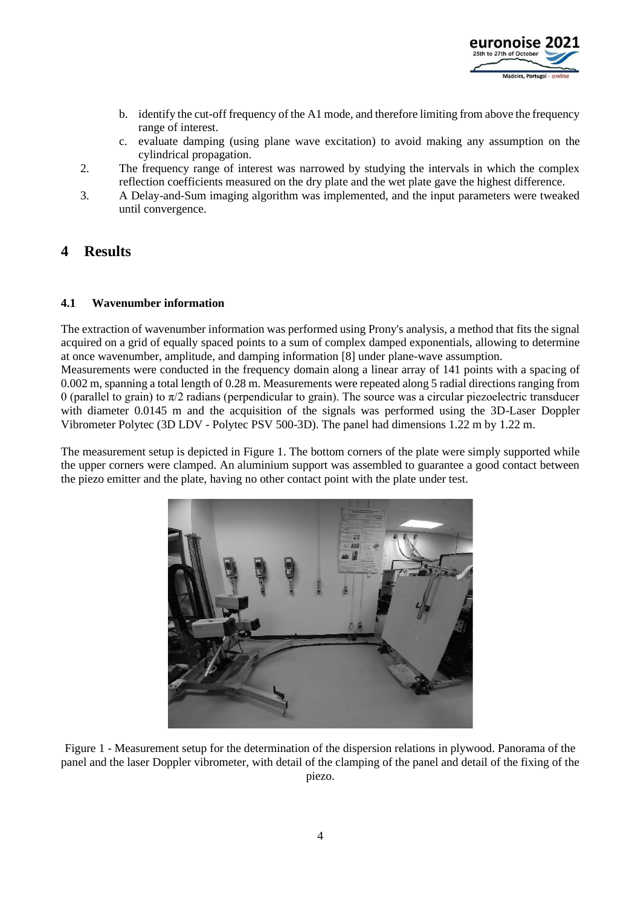b. identify the cut-off frequency of the A1 mode, and therefore limiting from above the frequency range of interest.
   c. evaluate damping (using plane wave excitation) to avoid making any assumption on the cylindrical propagation.
2. The frequency range of interest was narrowed by studying the intervals in which the complex reflection coefficients measured on the dry plate and the wet plate gave the highest difference.
3. A Delay-and-Sum imaging algorithm was implemented, and the input parameters were tweaked until convergence.

# 4 Results

## 4.1 Wavenumber information

The extraction of wavenumber information was performed using Prony's analysis, a method that fits the signal acquired on a grid of equally spaced points to a sum of complex damped exponentials, allowing to determine at once wavenumber, amplitude, and damping information [8] under plane-wave assumption.
Measurements were conducted in the frequency domain along a linear array of 141 points with a spacing of 0.002 m, spanning a total length of 0.28 m. Measurements were repeated along 5 radial directions ranging from 0 (parallel to grain) to $\pi/2$ radians (perpendicular to grain). The source was a circular piezoelectric transducer with diameter 0.0145 m and the acquisition of the signals was performed using the 3D-Laser Doppler Vibrometer Polytec (3D LDV - Polytec PSV 500-3D). The panel had dimensions 1.22 m by 1.22 m.

The measurement setup is depicted in Figure 1. The bottom corners of the plate were simply supported while the upper corners were clamped. An aluminium support was assembled to guarantee a good contact between the piezo emitter and the plate, having no other contact point with the plate under test.

Figure 1 - Measurement setup for the determination of the dispersion relations in plywood. Panorama of the panel and the laser Doppler vibrometer, with detail of the clamping of the panel and detail of the fixing of the piezo.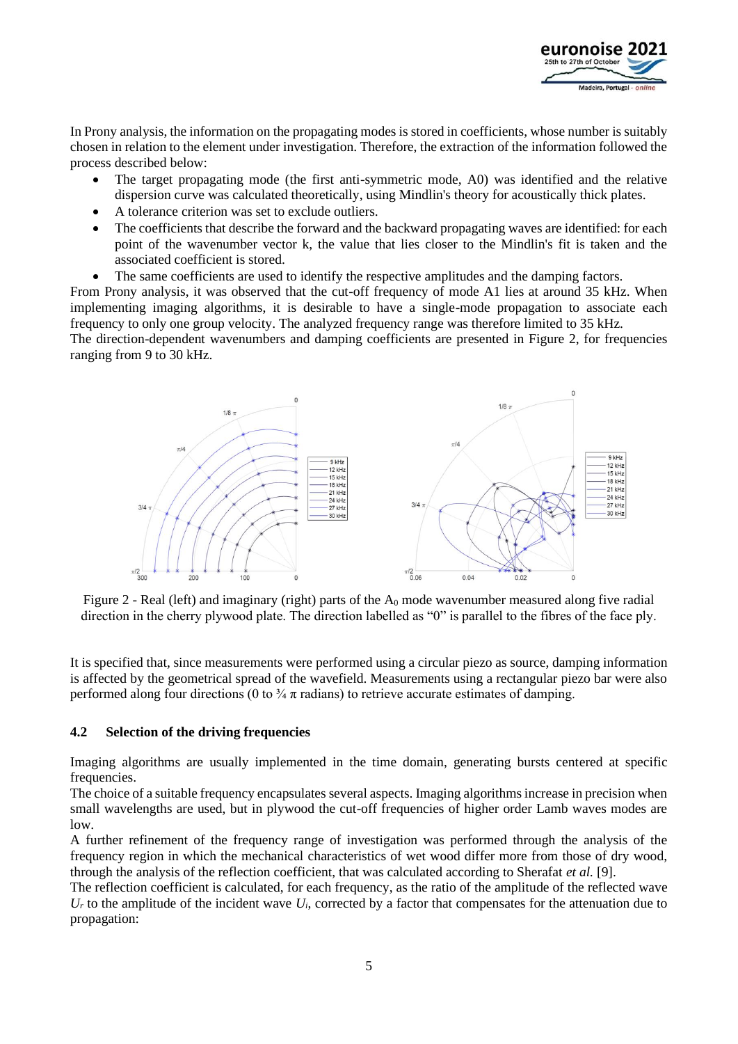In Prony analysis, the information on the propagating modes is stored in coefficients, whose number is suitably chosen in relation to the element under investigation. Therefore, the extraction of the information followed the process described below:

- The target propagating mode (the first anti-symmetric mode, A0) was identified and the relative dispersion curve was calculated theoretically, using Mindlin's theory for acoustically thick plates.
- A tolerance criterion was set to exclude outliers.
- The coefficients that describe the forward and the backward propagating waves are identified: for each point of the wavenumber vector k, the value that lies closer to the Mindlin's fit is taken and the associated coefficient is stored.
- The same coefficients are used to identify the respective amplitudes and the damping factors.

From Prony analysis, it was observed that the cut-off frequency of mode A1 lies at around 35 kHz. When implementing imaging algorithms, it is desirable to have a single-mode propagation to associate each frequency to only one group velocity. The analyzed frequency range was therefore limited to 35 kHz.
The direction-dependent wavenumbers and damping coefficients are presented in Figure 2, for frequencies ranging from 9 to 30 kHz.

Figure 2 - Real (left) and imaginary (right) parts of the $A_0$ mode wavenumber measured along five radial direction in the cherry plywood plate. The direction labelled as "0" is parallel to the fibres of the face ply.

It is specified that, since measurements were performed using a circular piezo as source, damping information is affected by the geometrical spread of the wavefield. Measurements using a rectangular piezo bar were also performed along four directions (0 to ¾ π radians) to retrieve accurate estimates of damping.

### 4.2 Selection of the driving frequencies

Imaging algorithms are usually implemented in the time domain, generating bursts centered at specific frequencies.
The choice of a suitable frequency encapsulates several aspects. Imaging algorithms increase in precision when small wavelengths are used, but in plywood the cut-off frequencies of higher order Lamb waves modes are low.
A further refinement of the frequency range of investigation was performed through the analysis of the frequency region in which the mechanical characteristics of wet wood differ more from those of dry wood, through the analysis of the reflection coefficient, that was calculated according to Sherafat *et al.* [9].
The reflection coefficient is calculated, for each frequency, as the ratio of the amplitude of the reflected wave $U_r$ to the amplitude of the incident wave $U_i$, corrected by a factor that compensates for the attenuation due to propagation: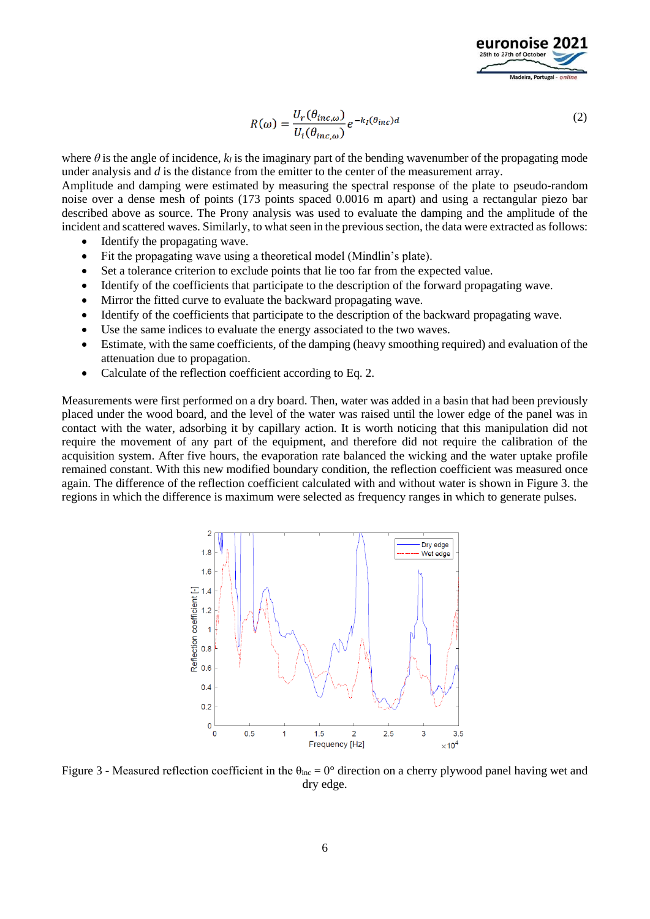$$R(\omega) = \frac{U_r(\theta_{inc,\omega})}{U_i(\theta_{inc,\omega})} e^{-k_I(\theta_{inc})d} \tag{2}$$

where $\theta$ is the angle of incidence, $k_I$ is the imaginary part of the bending wavenumber of the propagating mode under analysis and $d$ is the distance from the emitter to the center of the measurement array.
Amplitude and damping were estimated by measuring the spectral response of the plate to pseudo-random noise over a dense mesh of points (173 points spaced 0.0016 m apart) and using a rectangular piezo bar described above as source. The Prony analysis was used to evaluate the damping and the amplitude of the incident and scattered waves. Similarly, to what seen in the previous section, the data were extracted as follows:

- Identify the propagating wave.
- Fit the propagating wave using a theoretical model (Mindlin's plate).
- Set a tolerance criterion to exclude points that lie too far from the expected value.
- Identify of the coefficients that participate to the description of the forward propagating wave.
- Mirror the fitted curve to evaluate the backward propagating wave.
- Identify of the coefficients that participate to the description of the backward propagating wave.
- Use the same indices to evaluate the energy associated to the two waves.
- Estimate, with the same coefficients, of the damping (heavy smoothing required) and evaluation of the attenuation due to propagation.
- Calculate of the reflection coefficient according to Eq. 2.

Measurements were first performed on a dry board. Then, water was added in a basin that had been previously placed under the wood board, and the level of the water was raised until the lower edge of the panel was in contact with the water, adsorbing it by capillary action. It is worth noticing that this manipulation did not require the movement of any part of the equipment, and therefore did not require the calibration of the acquisition system. After five hours, the evaporation rate balanced the wicking and the water uptake profile remained constant. With this new modified boundary condition, the reflection coefficient was measured once again. The difference of the reflection coefficient calculated with and without water is shown in Figure 3. the regions in which the difference is maximum were selected as frequency ranges in which to generate pulses.

Figure 3 - Measured reflection coefficient in the $\theta_{inc} = 0°$ direction on a cherry plywood panel having wet and dry edge.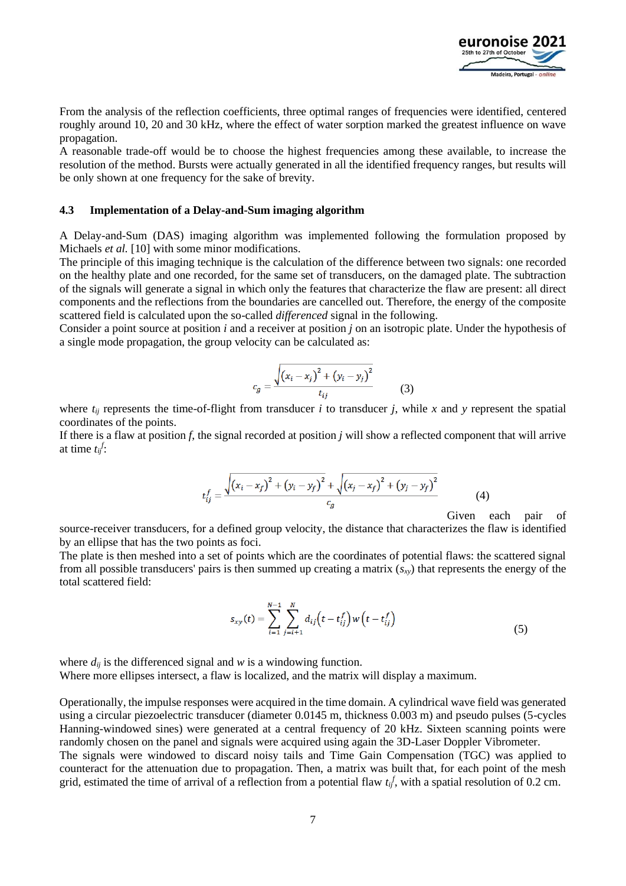From the analysis of the reflection coefficients, three optimal ranges of frequencies were identified, centered roughly around 10, 20 and 30 kHz, where the effect of water sorption marked the greatest influence on wave propagation.

A reasonable trade-off would be to choose the highest frequencies among these available, to increase the resolution of the method. Bursts were actually generated in all the identified frequency ranges, but results will be only shown at one frequency for the sake of brevity.

### 4.3 Implementation of a Delay-and-Sum imaging algorithm

A Delay-and-Sum (DAS) imaging algorithm was implemented following the formulation proposed by Michaels *et al.* [10] with some minor modifications.

The principle of this imaging technique is the calculation of the difference between two signals: one recorded on the healthy plate and one recorded, for the same set of transducers, on the damaged plate. The subtraction of the signals will generate a signal in which only the features that characterize the flaw are present: all direct components and the reflections from the boundaries are cancelled out. Therefore, the energy of the composite scattered field is calculated upon the so-called *differenced* signal in the following.

Consider a point source at position *i* and a receiver at position *j* on an isotropic plate. Under the hypothesis of a single mode propagation, the group velocity can be calculated as:

$$c_g = \frac{\sqrt{(x_i - x_j)^2 + (y_i - y_j)^2}}{t_{ij}} \quad (3)$$

where $t_{ij}$ represents the time-of-flight from transducer *i* to transducer *j*, while *x* and *y* represent the spatial coordinates of the points.

If there is a flaw at position *f*, the signal recorded at position *j* will show a reflected component that will arrive at time $t_{ij}^f$:

$$t_{ij}^f = \frac{\sqrt{(x_i - x_f)^2 + (y_i - y_f)^2} + \sqrt{(x_j - x_f)^2 + (y_j - y_f)^2}}{c_g} \quad (4)$$

Given each pair of source-receiver transducers, for a defined group velocity, the distance that characterizes the flaw is identified by an ellipse that has the two points as foci.

The plate is then meshed into a set of points which are the coordinates of potential flaws: the scattered signal from all possible transducers' pairs is then summed up creating a matrix ($s_{xy}$) that represents the energy of the total scattered field:

$$s_{xy}(t) = \sum_{i=1}^{N-1} \sum_{j=i+1}^{N} d_{ij}\left(t - t_{ij}^f\right) w\left(t - t_{ij}^f\right) \quad (5)$$

where $d_{ij}$ is the differenced signal and *w* is a windowing function.

Where more ellipses intersect, a flaw is localized, and the matrix will display a maximum.

Operationally, the impulse responses were acquired in the time domain. A cylindrical wave field was generated using a circular piezoelectric transducer (diameter 0.0145 m, thickness 0.003 m) and pseudo pulses (5-cycles Hanning-windowed sines) were generated at a central frequency of 20 kHz. Sixteen scanning points were randomly chosen on the panel and signals were acquired using again the 3D-Laser Doppler Vibrometer.

The signals were windowed to discard noisy tails and Time Gain Compensation (TGC) was applied to counteract for the attenuation due to propagation. Then, a matrix was built that, for each point of the mesh grid, estimated the time of arrival of a reflection from a potential flaw $t_{ij}^f$, with a spatial resolution of 0.2 cm.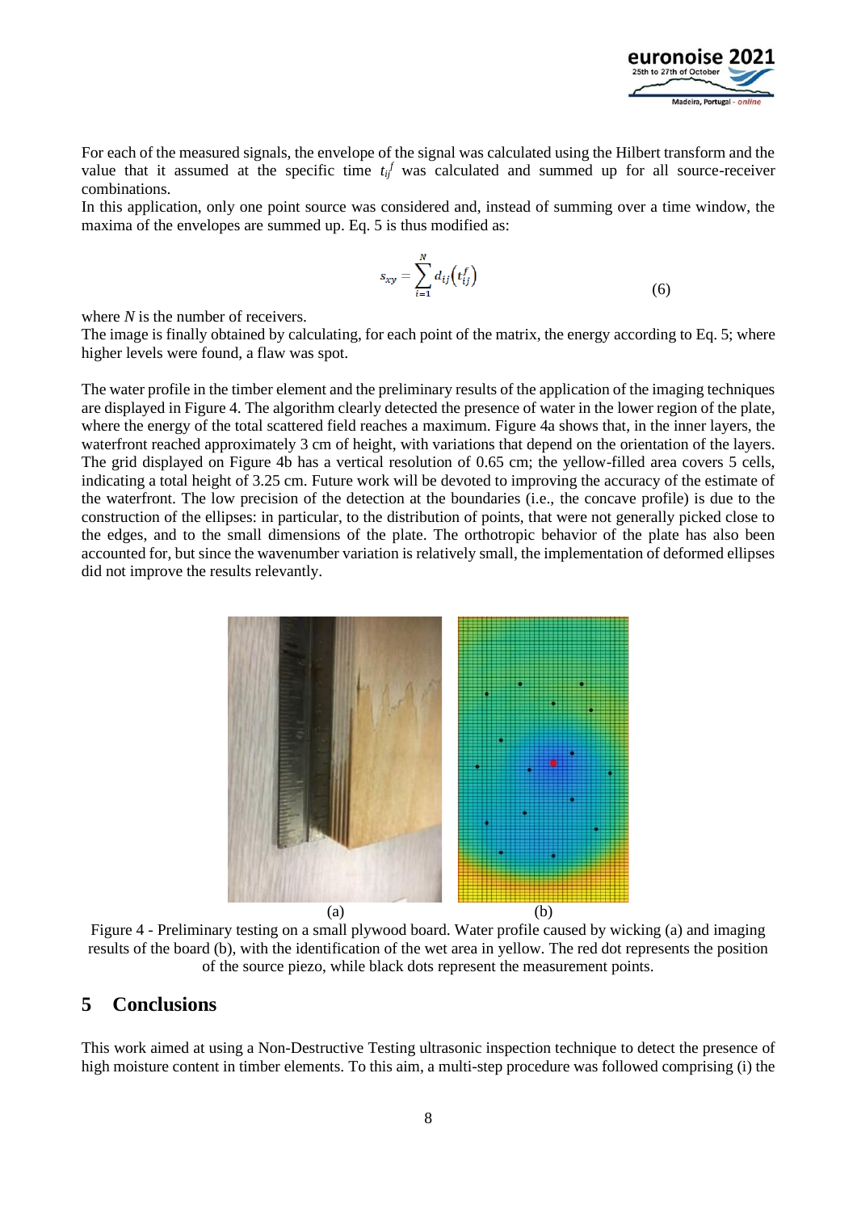For each of the measured signals, the envelope of the signal was calculated using the Hilbert transform and the value that it assumed at the specific time $t_{ij}^{f}$ was calculated and summed up for all source-receiver combinations.

In this application, only one point source was considered and, instead of summing over a time window, the maxima of the envelopes are summed up. Eq. 5 is thus modified as:

$$s_{xy} = \sum_{i=1}^{N} d_{ij}\left(t_{ij}^{f}\right) \tag{6}$$

where $N$ is the number of receivers.

The image is finally obtained by calculating, for each point of the matrix, the energy according to Eq. 5; where higher levels were found, a flaw was spot.

The water profile in the timber element and the preliminary results of the application of the imaging techniques are displayed in Figure 4. The algorithm clearly detected the presence of water in the lower region of the plate, where the energy of the total scattered field reaches a maximum. Figure 4a shows that, in the inner layers, the waterfront reached approximately 3 cm of height, with variations that depend on the orientation of the layers. The grid displayed on Figure 4b has a vertical resolution of 0.65 cm; the yellow-filled area covers 5 cells, indicating a total height of 3.25 cm. Future work will be devoted to improving the accuracy of the estimate of the waterfront. The low precision of the detection at the boundaries (i.e., the concave profile) is due to the construction of the ellipses: in particular, to the distribution of points, that were not generally picked close to the edges, and to the small dimensions of the plate. The orthotropic behavior of the plate has also been accounted for, but since the wavenumber variation is relatively small, the implementation of deformed ellipses did not improve the results relevantly.

(a) (b)

Figure 4 - Preliminary testing on a small plywood board. Water profile caused by wicking (a) and imaging results of the board (b), with the identification of the wet area in yellow. The red dot represents the position of the source piezo, while black dots represent the measurement points.

## 5 Conclusions

This work aimed at using a Non-Destructive Testing ultrasonic inspection technique to detect the presence of high moisture content in timber elements. To this aim, a multi-step procedure was followed comprising (i) the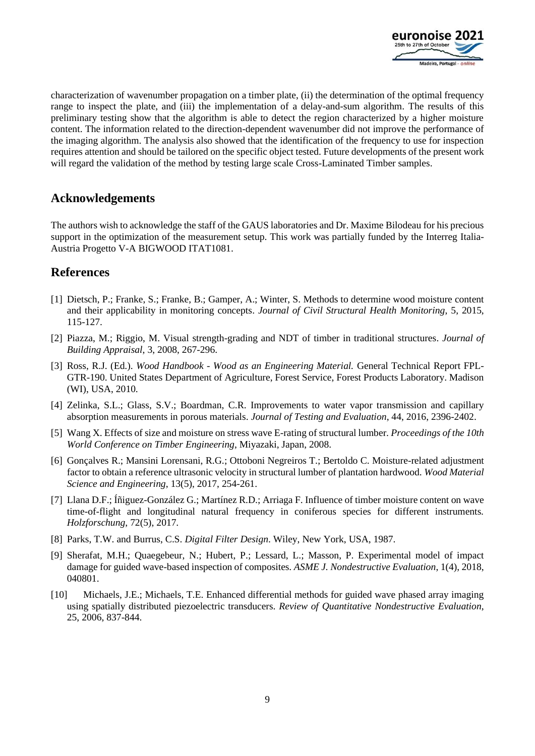characterization of wavenumber propagation on a timber plate, (ii) the determination of the optimal frequency range to inspect the plate, and (iii) the implementation of a delay-and-sum algorithm. The results of this preliminary testing show that the algorithm is able to detect the region characterized by a higher moisture content. The information related to the direction-dependent wavenumber did not improve the performance of the imaging algorithm. The analysis also showed that the identification of the frequency to use for inspection requires attention and should be tailored on the specific object tested. Future developments of the present work will regard the validation of the method by testing large scale Cross-Laminated Timber samples.

## Acknowledgements

The authors wish to acknowledge the staff of the GAUS laboratories and Dr. Maxime Bilodeau for his precious support in the optimization of the measurement setup. This work was partially funded by the Interreg Italia-Austria Progetto V-A BIGWOOD ITAT1081.

## References

[1] Dietsch, P.; Franke, S.; Franke, B.; Gamper, A.; Winter, S. Methods to determine wood moisture content and their applicability in monitoring concepts. *Journal of Civil Structural Health Monitoring*, 5, 2015, 115-127.

[2] Piazza, M.; Riggio, M. Visual strength-grading and NDT of timber in traditional structures. *Journal of Building Appraisal*, 3, 2008, 267-296.

[3] Ross, R.J. (Ed.). *Wood Handbook - Wood as an Engineering Material.* General Technical Report FPL-GTR-190. United States Department of Agriculture, Forest Service, Forest Products Laboratory. Madison (WI), USA, 2010.

[4] Zelinka, S.L.; Glass, S.V.; Boardman, C.R. Improvements to water vapor transmission and capillary absorption measurements in porous materials. *Journal of Testing and Evaluation*, 44, 2016, 2396-2402.

[5] Wang X. Effects of size and moisture on stress wave E-rating of structural lumber. *Proceedings of the 10th World Conference on Timber Engineering*, Miyazaki, Japan, 2008.

[6] Gonçalves R.; Mansini Lorensani, R.G.; Ottoboni Negreiros T.; Bertoldo C. Moisture-related adjustment factor to obtain a reference ultrasonic velocity in structural lumber of plantation hardwood. *Wood Material Science and Engineering*, 13(5), 2017, 254-261.

[7] Llana D.F.; Íñiguez-González G.; Martínez R.D.; Arriaga F. Influence of timber moisture content on wave time-of-flight and longitudinal natural frequency in coniferous species for different instruments. *Holzforschung*, 72(5), 2017.

[8] Parks, T.W. and Burrus, C.S. *Digital Filter Design*. Wiley, New York, USA, 1987.

[9] Sherafat, M.H.; Quaegebeur, N.; Hubert, P.; Lessard, L.; Masson, P. Experimental model of impact damage for guided wave-based inspection of composites. *ASME J. Nondestructive Evaluation*, 1(4), 2018, 040801.

[10] Michaels, J.E.; Michaels, T.E. Enhanced differential methods for guided wave phased array imaging using spatially distributed piezoelectric transducers. *Review of Quantitative Nondestructive Evaluation*, 25, 2006, 837-844.